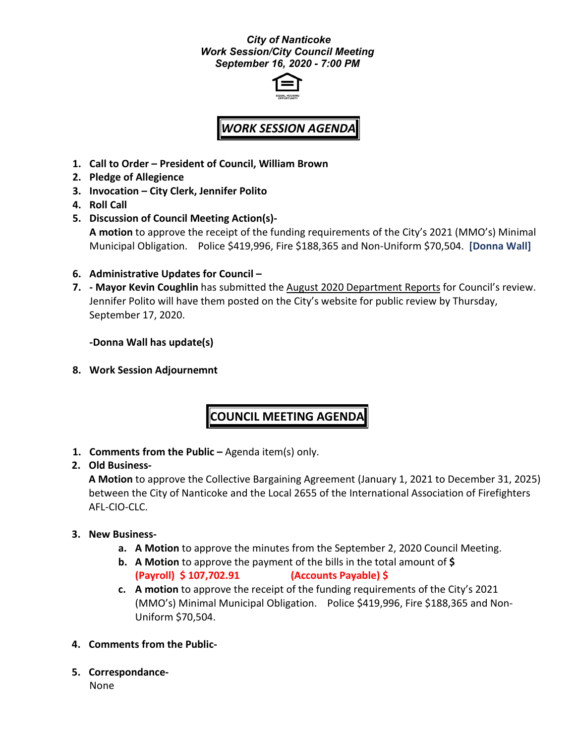***City of Nanticoke***
***Work Session/City Council Meeting***
***September 16, 2020 - 7:00 PM***

EQUAL HOUSING OPPORTUNITY

## *WORK SESSION AGENDA*

1. **Call to Order – President of Council, William Brown**
2. **Pledge of Allegience**
3. **Invocation – City Clerk, Jennifer Polito**
4. **Roll Call**
5. **Discussion of Council Meeting Action(s)-**
   **A motion** to approve the receipt of the funding requirements of the City's 2021 (MMO's) Minimal Municipal Obligation. Police $419,996, Fire $188,365 and Non-Uniform $70,504. **[Donna Wall]**

6. **Administrative Updates for Council –**
7. **- Mayor Kevin Coughlin** has submitted the August 2020 Department Reports for Council's review. Jennifer Polito will have them posted on the City's website for public review by Thursday, September 17, 2020.

   **-Donna Wall has update(s)**

8. **Work Session Adjournemnt**

## COUNCIL MEETING AGENDA

1. **Comments from the Public –** Agenda item(s) only.
2. **Old Business-**
   **A Motion** to approve the Collective Bargaining Agreement (January 1, 2021 to December 31, 2025) between the City of Nanticoke and the Local 2655 of the International Association of Firefighters AFL-CIO-CLC.

3. **New Business-**
   a. **A Motion** to approve the minutes from the September 2, 2020 Council Meeting.
   b. **A Motion** to approve the payment of the bills in the total amount of **$**
      **(Payroll) $ 107,702.91** **(Accounts Payable) $**
   c. **A motion** to approve the receipt of the funding requirements of the City's 2021 (MMO's) Minimal Municipal Obligation. Police $419,996, Fire $188,365 and Non-Uniform $70,504.

4. **Comments from the Public-**

5. **Correspondance-**
   None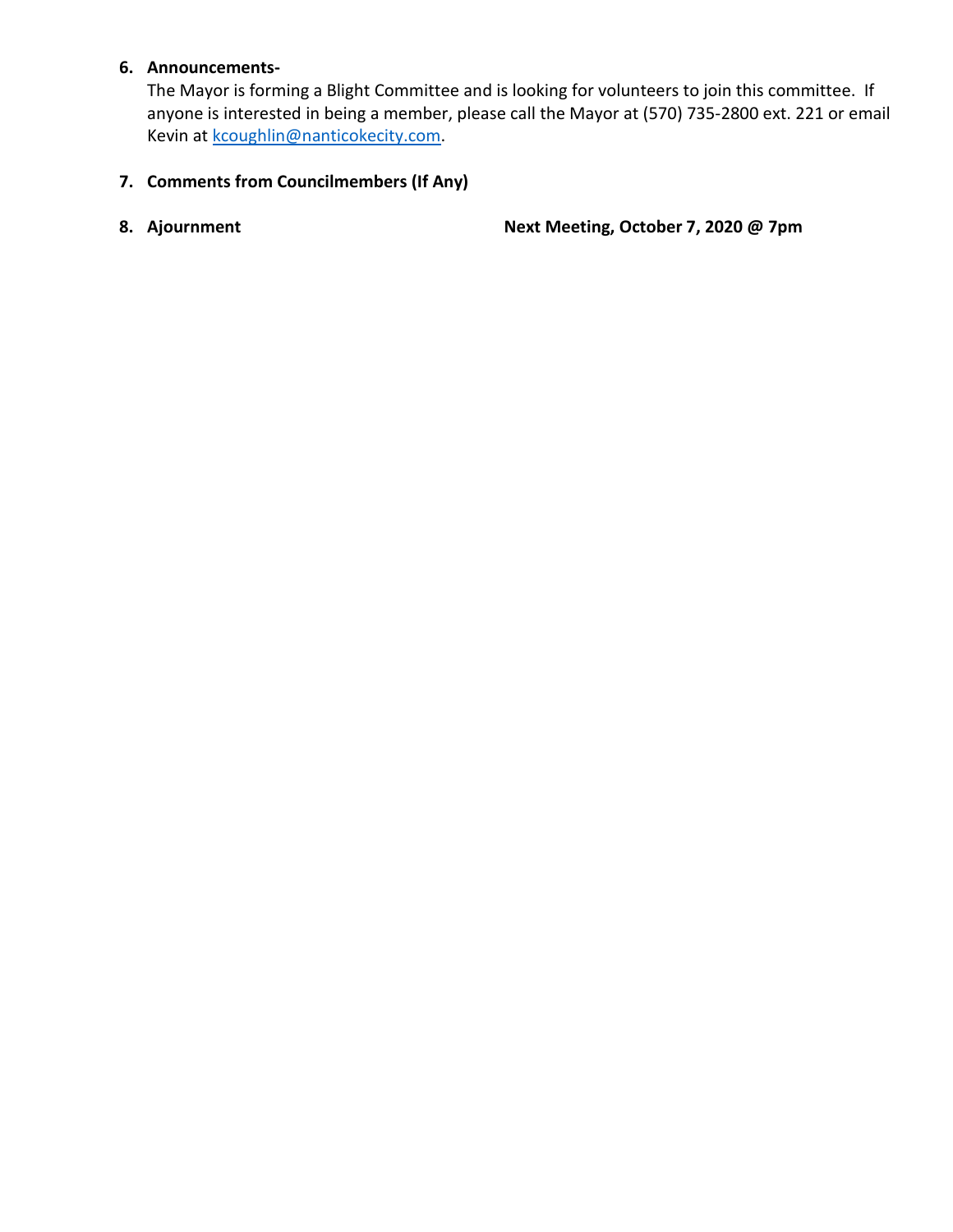6. **Announcements-**

   The Mayor is forming a Blight Committee and is looking for volunteers to join this committee. If anyone is interested in being a member, please call the Mayor at (570) 735-2800 ext. 221 or email Kevin at kcoughlin@nanticokecity.com.

7. **Comments from Councilmembers (If Any)**

8. **Ajournment** **Next Meeting, October 7, 2020 @ 7pm**